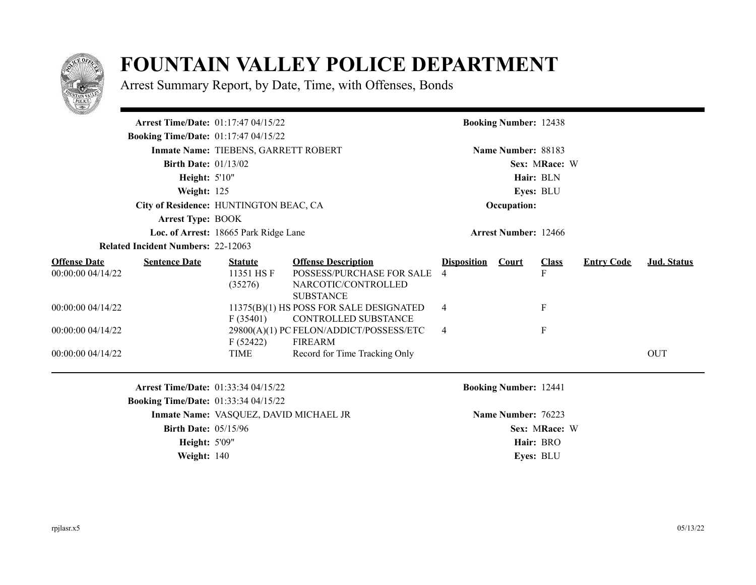# FOUNTAIN VALLEY POLICE DEPARTMENT

Arrest Summary Report, by Date, Time, with Offenses, Bonds

**Arrest Time/Date:** 01:17:47 04/15/22
**Booking Number:** 12438
**Booking Time/Date:** 01:17:47 04/15/22
**Inmate Name:** TIEBENS, GARRETT ROBERT
**Name Number:** 88183
**Birth Date:** 01/13/02
**Sex:** M **Race:** W
**Height:** 5'10"
**Hair:** BLN
**Weight:** 125
**Eyes:** BLU
**City of Residence:** HUNTINGTON BEAC, CA
**Occupation:**
**Arrest Type:** BOOK
**Loc. of Arrest:** 18665 Park Ridge Lane
**Arrest Number:** 12466
**Related Incident Numbers:** 22-12063

| Offense Date | Sentence Date | Statute | Offense Description | Disposition | Court | Class | Entry Code | Jud. Status |
|---|---|---|---|---|---|---|---|---|
| 00:00:00 04/14/22 | | 11351 HS F (35276) | POSSESS/PURCHASE FOR SALE NARCOTIC/CONTROLLED SUBSTANCE | 4 | | F | | |
| 00:00:00 04/14/22 | | 11375(B)(1) HS F (35401) | POSS FOR SALE DESIGNATED CONTROLLED SUBSTANCE | 4 | | F | | |
| 00:00:00 04/14/22 | | 29800(A)(1) PC F (52422) | FELON/ADDICT/POSSESS/ETC FIREARM | 4 | | F | | |
| 00:00:00 04/14/22 | | TIME | Record for Time Tracking Only | | | | | OUT |

---

**Arrest Time/Date:** 01:33:34 04/15/22
**Booking Number:** 12441
**Booking Time/Date:** 01:33:34 04/15/22
**Inmate Name:** VASQUEZ, DAVID MICHAEL JR
**Name Number:** 76223
**Birth Date:** 05/15/96
**Sex:** M **Race:** W
**Height:** 5'09"
**Hair:** BRO
**Weight:** 140
**Eyes:** BLU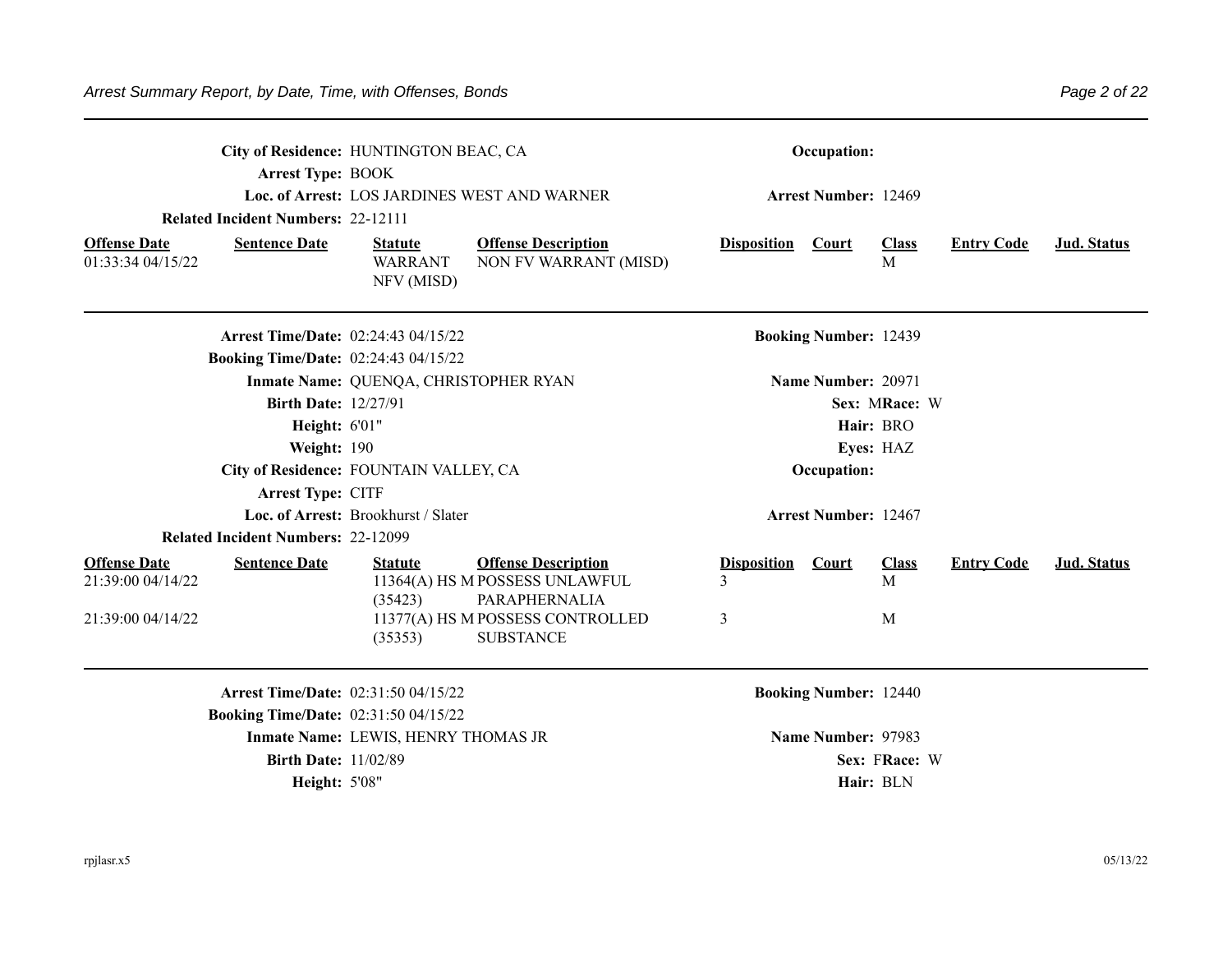City of Residence: HUNTINGTON BEAC, CA | Occupation:
Arrest Type: BOOK
Loc. of Arrest: LOS JARDINES WEST AND WARNER | Arrest Number: 12469
Related Incident Numbers: 22-12111

| Offense Date | Sentence Date | Statute | Offense Description | Disposition | Court | Class | Entry Code | Jud. Status |
|---|---|---|---|---|---|---|---|---|
| 01:33:34 04/15/22 | | WARRANT NFV (MISD) | NON FV WARRANT (MISD) | | | M | | |

---

**Arrest Time/Date:** 02:24:43 04/15/22 | **Booking Number:** 12439
**Booking Time/Date:** 02:24:43 04/15/22
**Inmate Name:** QUENQA, CHRISTOPHER RYAN | **Name Number:** 20971
**Birth Date:** 12/27/91 | **Sex:** M **Race:** W
**Height:** 6'01" | **Hair:** BRO
**Weight:** 190 | **Eyes:** HAZ
**City of Residence:** FOUNTAIN VALLEY, CA | **Occupation:**
**Arrest Type:** CITF
**Loc. of Arrest:** Brookhurst / Slater | **Arrest Number:** 12467
**Related Incident Numbers:** 22-12099

| Offense Date | Sentence Date | Statute | Offense Description | Disposition | Court | Class | Entry Code | Jud. Status |
|---|---|---|---|---|---|---|---|---|
| 21:39:00 04/14/22 | | 11364(A) HS M (35423) | POSSESS UNLAWFUL PARAPHERNALIA | 3 | | M | | |
| 21:39:00 04/14/22 | | 11377(A) HS M (35353) | POSSESS CONTROLLED SUBSTANCE | 3 | | M | | |

---

**Arrest Time/Date:** 02:31:50 04/15/22 | **Booking Number:** 12440
**Booking Time/Date:** 02:31:50 04/15/22
**Inmate Name:** LEWIS, HENRY THOMAS JR | **Name Number:** 97983
**Birth Date:** 11/02/89 | **Sex:** F **Race:** W
**Height:** 5'08" | **Hair:** BLN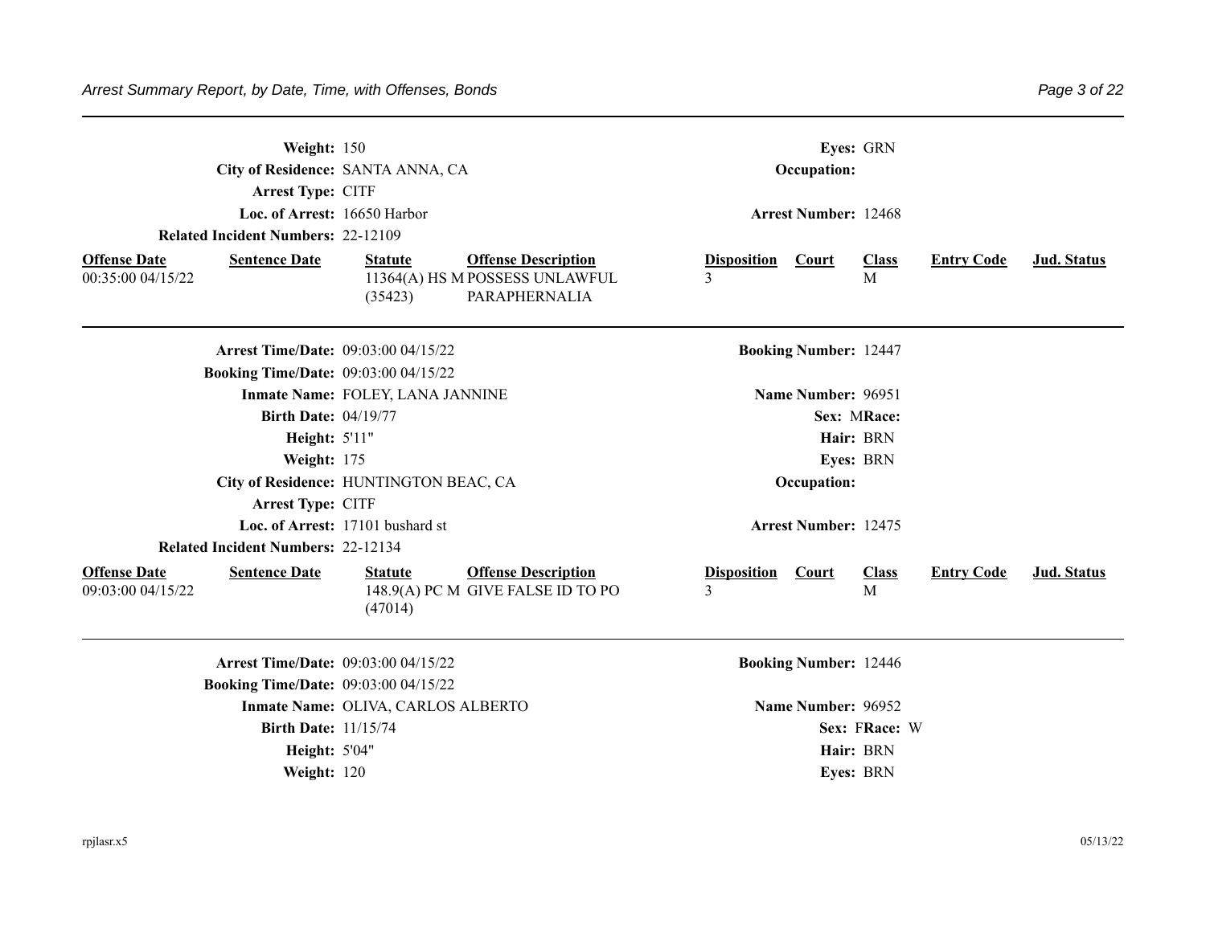**Weight:** 150 **Eyes:** GRN
**City of Residence:** SANTA ANNA, CA **Occupation:**
**Arrest Type:** CITF
**Loc. of Arrest:** 16650 Harbor **Arrest Number:** 12468
**Related Incident Numbers:** 22-12109

| Offense Date | Sentence Date | Statute | Offense Description | Disposition | Court | Class | Entry Code | Jud. Status |
|---|---|---|---|---|---|---|---|---|
| 00:35:00 04/15/22 | | 11364(A) HS M (35423) | POSSESS UNLAWFUL PARAPHERNALIA | 3 | | M | | |

---

**Arrest Time/Date:** 09:03:00 04/15/22 **Booking Number:** 12447
**Booking Time/Date:** 09:03:00 04/15/22
**Inmate Name:** FOLEY, LANA JANNINE **Name Number:** 96951
**Birth Date:** 04/19/77 **Sex:** M **Race:**
**Height:** 5'11" **Hair:** BRN
**Weight:** 175 **Eyes:** BRN
**City of Residence:** HUNTINGTON BEAC, CA **Occupation:**
**Arrest Type:** CITF
**Loc. of Arrest:** 17101 bushard st **Arrest Number:** 12475
**Related Incident Numbers:** 22-12134

| Offense Date | Sentence Date | Statute | Offense Description | Disposition | Court | Class | Entry Code | Jud. Status |
|---|---|---|---|---|---|---|---|---|
| 09:03:00 04/15/22 | | 148.9(A) PC M (47014) | GIVE FALSE ID TO PO | 3 | | M | | |

---

**Arrest Time/Date:** 09:03:00 04/15/22 **Booking Number:** 12446
**Booking Time/Date:** 09:03:00 04/15/22
**Inmate Name:** OLIVA, CARLOS ALBERTO **Name Number:** 96952
**Birth Date:** 11/15/74 **Sex:** F **Race:** W
**Height:** 5'04" **Hair:** BRN
**Weight:** 120 **Eyes:** BRN

rpjlasr.x5 05/13/22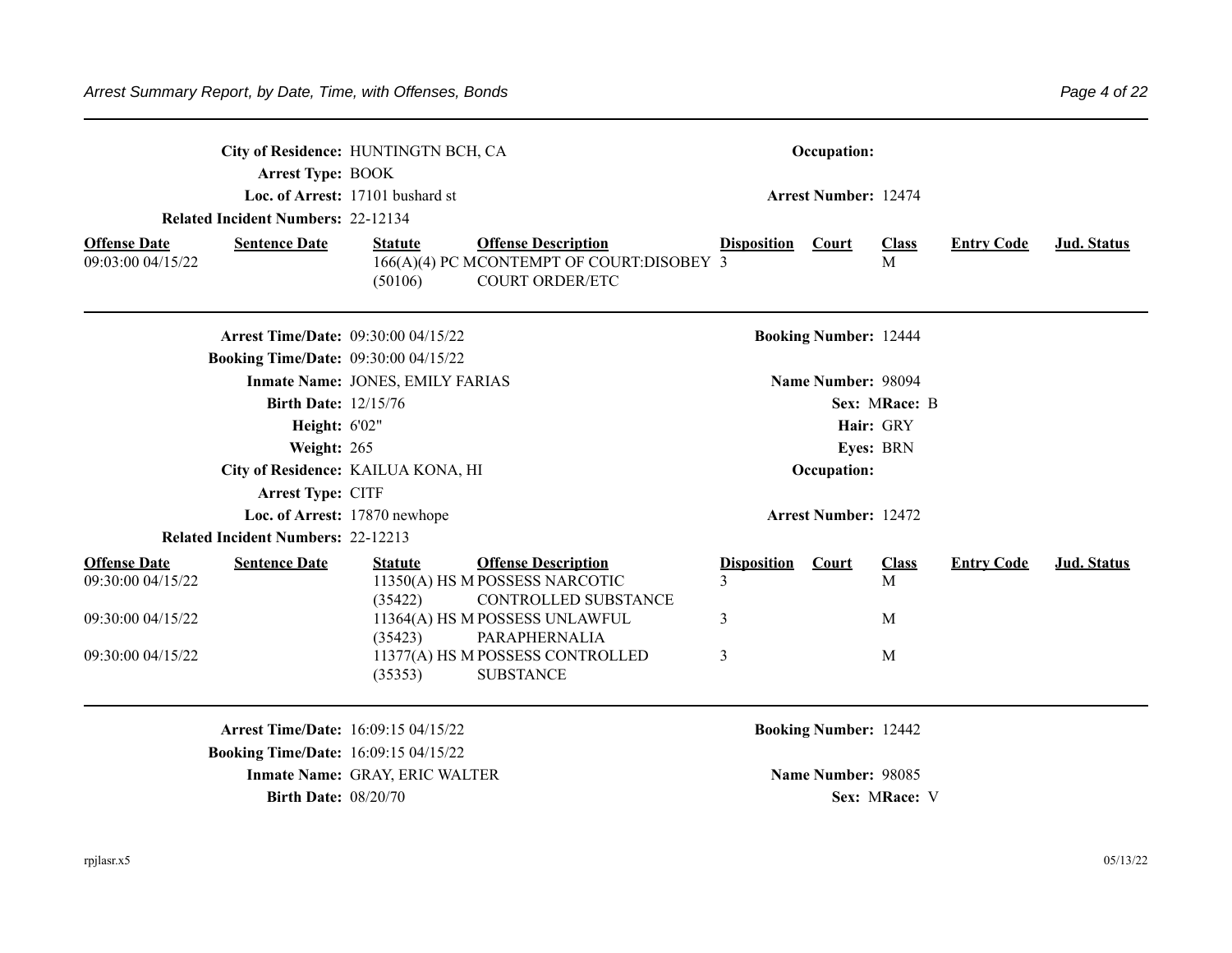City of Residence: HUNTINGTN BCH, CA

Occupation:

Arrest Type: BOOK

Loc. of Arrest: 17101 bushard st

Arrest Number: 12474

Related Incident Numbers: 22-12134

| Offense Date | Sentence Date | Statute | Offense Description | Disposition | Court | Class | Entry Code | Jud. Status |
|---|---|---|---|---|---|---|---|---|
| 09:03:00 04/15/22 | | 166(A)(4) PC M (50106) | CONTEMPT OF COURT:DISOBEY COURT ORDER/ETC | 3 | | M | | |

---

Arrest Time/Date: 09:30:00 04/15/22

Booking Number: 12444

Booking Time/Date: 09:30:00 04/15/22

Inmate Name: JONES, EMILY FARIAS

Name Number: 98094

Birth Date: 12/15/76

Sex: M Race: B

Height: 6'02"

Hair: GRY

Weight: 265

Eyes: BRN

City of Residence: KAILUA KONA, HI

Occupation:

Arrest Type: CITF

Loc. of Arrest: 17870 newhope

Arrest Number: 12472

Related Incident Numbers: 22-12213

| Offense Date | Sentence Date | Statute | Offense Description | Disposition | Court | Class | Entry Code | Jud. Status |
|---|---|---|---|---|---|---|---|---|
| 09:30:00 04/15/22 | | 11350(A) HS M (35422) | POSSESS NARCOTIC CONTROLLED SUBSTANCE | 3 | | M | | |
| 09:30:00 04/15/22 | | 11364(A) HS M (35423) | POSSESS UNLAWFUL PARAPHERNALIA | 3 | | M | | |
| 09:30:00 04/15/22 | | 11377(A) HS M (35353) | POSSESS CONTROLLED SUBSTANCE | 3 | | M | | |

---

Arrest Time/Date: 16:09:15 04/15/22

Booking Number: 12442

Booking Time/Date: 16:09:15 04/15/22

Inmate Name: GRAY, ERIC WALTER

Name Number: 98085

Birth Date: 08/20/70

Sex: M Race: V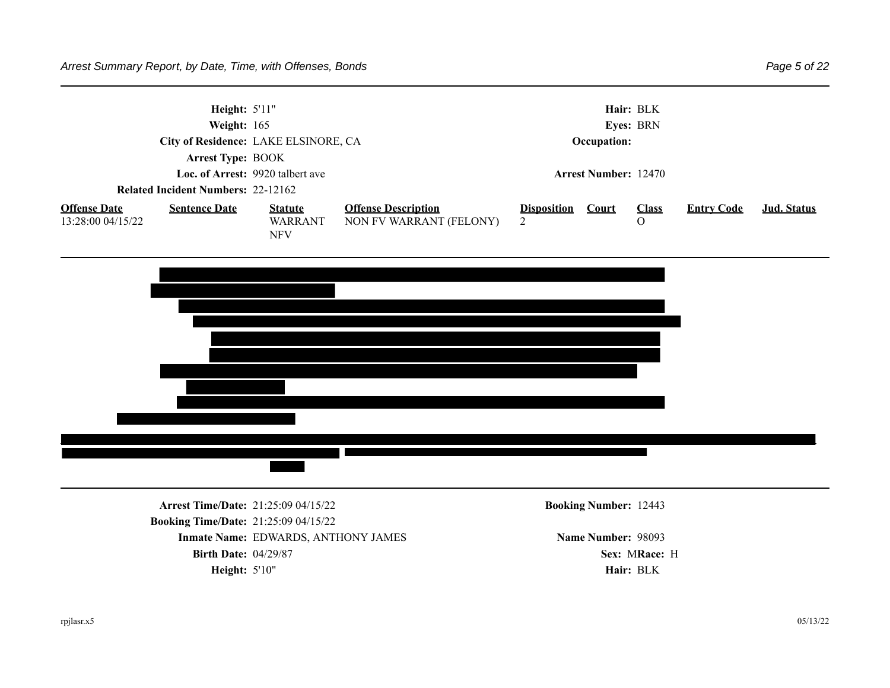**Height:** 5'11"
**Weight:** 165
**City of Residence:** LAKE ELSINORE, CA
**Arrest Type:** BOOK
**Loc. of Arrest:** 9920 talbert ave
**Related Incident Numbers:** 22-12162

**Hair:** BLK
**Eyes:** BRN
**Occupation:**

**Arrest Number:** 12470

| Offense Date | Sentence Date | Statute | Offense Description | Disposition | Court | Class | Entry Code | Jud. Status |
|---|---|---|---|---|---|---|---|---|
| 13:28:00 04/15/22 | | WARRANT NFV | NON FV WARRANT (FELONY) | 2 | | O | | |

---

**Arrest Time/Date:** 21:25:09 04/15/22
**Booking Time/Date:** 21:25:09 04/15/22
**Inmate Name:** EDWARDS, ANTHONY JAMES
**Birth Date:** 04/29/87
**Height:** 5'10"

**Booking Number:** 12443

**Name Number:** 98093
**Sex:** M **Race:** H
**Hair:** BLK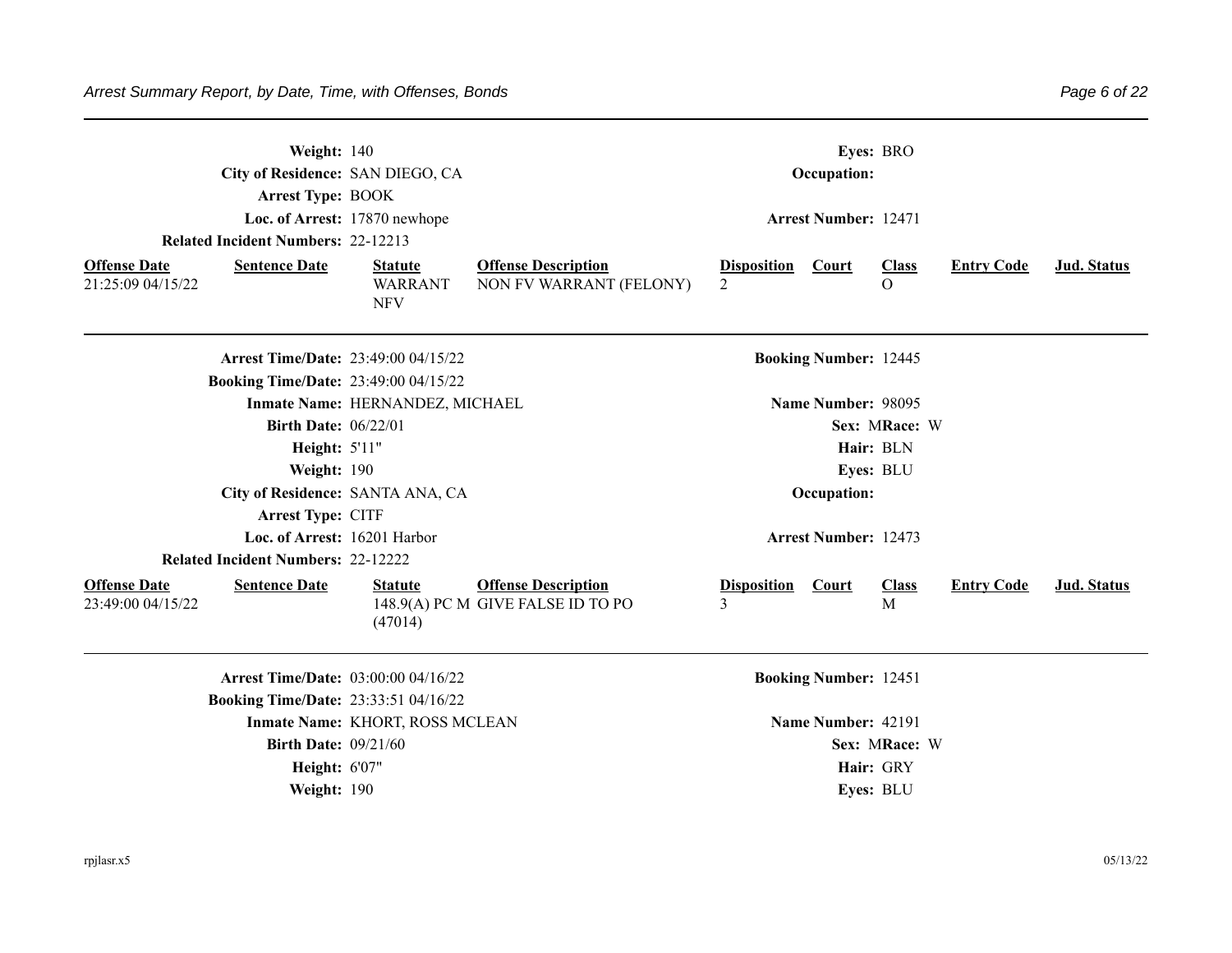**Weight:** 140 **Eyes:** BRO

**City of Residence:** SAN DIEGO, CA **Occupation:**

**Arrest Type:** BOOK

**Loc. of Arrest:** 17870 newhope **Arrest Number:** 12471

**Related Incident Numbers:** 22-12213

| Offense Date | Sentence Date | Statute | Offense Description | Disposition | Court | Class | Entry Code | Jud. Status |
|---|---|---|---|---|---|---|---|---|
| 21:25:09 04/15/22 | | WARRANT NFV | NON FV WARRANT (FELONY) | 2 | | O | | |

---

**Arrest Time/Date:** 23:49:00 04/15/22 **Booking Number:** 12445

**Booking Time/Date:** 23:49:00 04/15/22

**Inmate Name:** HERNANDEZ, MICHAEL **Name Number:** 98095

**Birth Date:** 06/22/01 **Sex:** M **Race:** W

**Height:** 5'11" **Hair:** BLN

**Weight:** 190 **Eyes:** BLU

**City of Residence:** SANTA ANA, CA **Occupation:**

**Arrest Type:** CITF

**Loc. of Arrest:** 16201 Harbor **Arrest Number:** 12473

**Related Incident Numbers:** 22-12222

| Offense Date | Sentence Date | Statute | Offense Description | Disposition | Court | Class | Entry Code | Jud. Status |
|---|---|---|---|---|---|---|---|---|
| 23:49:00 04/15/22 | | 148.9(A) PC M (47014) | GIVE FALSE ID TO PO | 3 | | M | | |

---

**Arrest Time/Date:** 03:00:00 04/16/22 **Booking Number:** 12451

**Booking Time/Date:** 23:33:51 04/16/22

**Inmate Name:** KHORT, ROSS MCLEAN **Name Number:** 42191

**Birth Date:** 09/21/60 **Sex:** M **Race:** W

**Height:** 6'07" **Hair:** GRY

**Weight:** 190 **Eyes:** BLU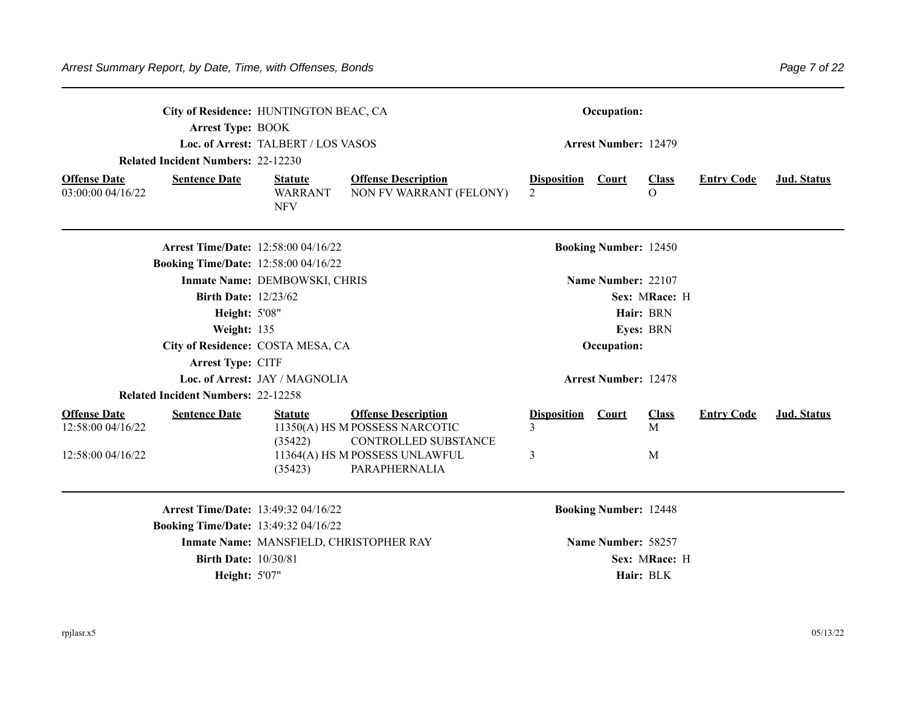City of Residence: HUNTINGTON BEAC, CA | Occupation:
Arrest Type: BOOK
Loc. of Arrest: TALBERT / LOS VASOS | Arrest Number: 12479
Related Incident Numbers: 22-12230

| Offense Date | Sentence Date | Statute | Offense Description | Disposition | Court | Class | Entry Code | Jud. Status |
|---|---|---|---|---|---|---|---|---|
| 03:00:00 04/16/22 | | WARRANT NFV | NON FV WARRANT (FELONY) | 2 | | O | | |

---

**Arrest Time/Date:** 12:58:00 04/16/22 | **Booking Number:** 12450
**Booking Time/Date:** 12:58:00 04/16/22
**Inmate Name:** DEMBOWSKI, CHRIS | **Name Number:** 22107
**Birth Date:** 12/23/62 | **Sex:** M **Race:** H
**Height:** 5'08" | **Hair:** BRN
**Weight:** 135 | **Eyes:** BRN
**City of Residence:** COSTA MESA, CA | **Occupation:**
**Arrest Type:** CITF
**Loc. of Arrest:** JAY / MAGNOLIA | **Arrest Number:** 12478
**Related Incident Numbers:** 22-12258

| Offense Date | Sentence Date | Statute | Offense Description | Disposition | Court | Class | Entry Code | Jud. Status |
|---|---|---|---|---|---|---|---|---|
| 12:58:00 04/16/22 | | 11350(A) HS M (35422) | POSSESS NARCOTIC CONTROLLED SUBSTANCE | 3 | | M | | |
| 12:58:00 04/16/22 | | 11364(A) HS M (35423) | POSSESS UNLAWFUL PARAPHERNALIA | 3 | | M | | |

---

**Arrest Time/Date:** 13:49:32 04/16/22 | **Booking Number:** 12448
**Booking Time/Date:** 13:49:32 04/16/22
**Inmate Name:** MANSFIELD, CHRISTOPHER RAY | **Name Number:** 58257
**Birth Date:** 10/30/81 | **Sex:** M **Race:** H
**Height:** 5'07" | **Hair:** BLK

rpjlasr.x5 05/13/22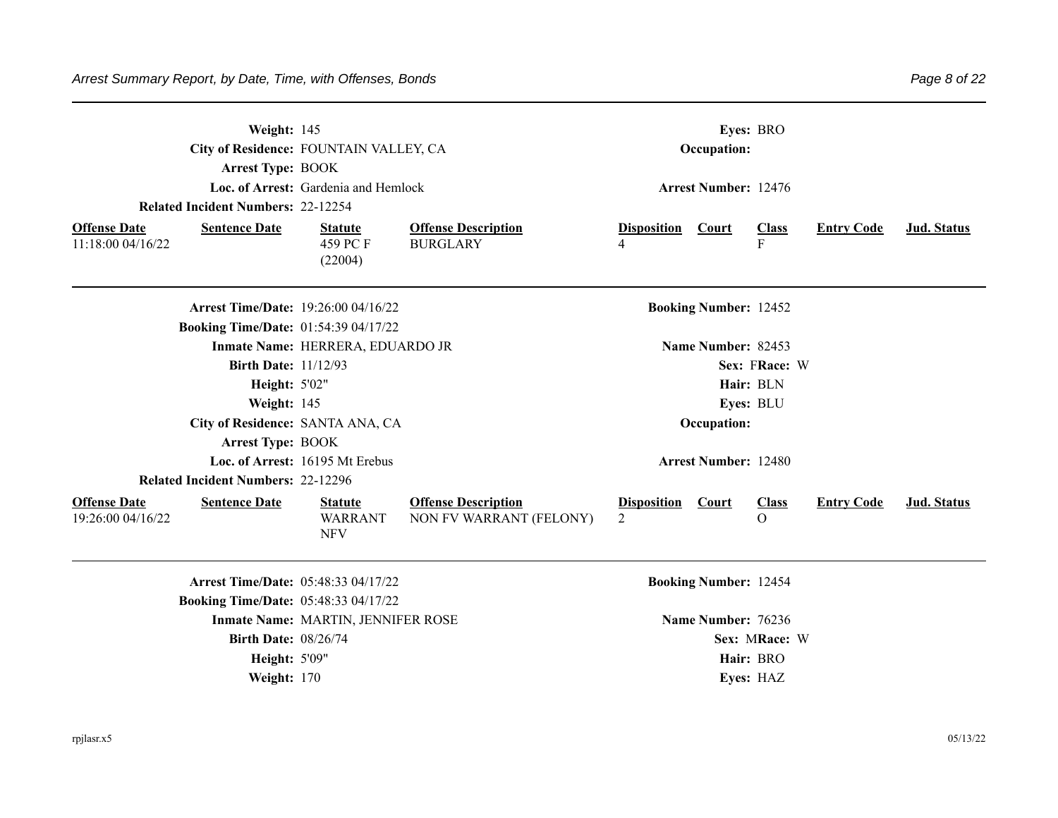**Weight:** 145 **Eyes:** BRO

**City of Residence:** FOUNTAIN VALLEY, CA **Occupation:**

**Arrest Type:** BOOK

**Loc. of Arrest:** Gardenia and Hemlock **Arrest Number:** 12476

**Related Incident Numbers:** 22-12254

| Offense Date | Sentence Date | Statute | Offense Description | Disposition | Court | Class | Entry Code | Jud. Status |
|---|---|---|---|---|---|---|---|---|
| 11:18:00 04/16/22 | | 459 PC F (22004) | BURGLARY | 4 | | F | | |

---

**Arrest Time/Date:** 19:26:00 04/16/22 **Booking Number:** 12452

**Booking Time/Date:** 01:54:39 04/17/22

**Inmate Name:** HERRERA, EDUARDO JR **Name Number:** 82453

**Birth Date:** 11/12/93 **Sex:** F **Race:** W

**Height:** 5'02" **Hair:** BLN

**Weight:** 145 **Eyes:** BLU

**City of Residence:** SANTA ANA, CA **Occupation:**

**Arrest Type:** BOOK

**Loc. of Arrest:** 16195 Mt Erebus **Arrest Number:** 12480

**Related Incident Numbers:** 22-12296

| Offense Date | Sentence Date | Statute | Offense Description | Disposition | Court | Class | Entry Code | Jud. Status |
|---|---|---|---|---|---|---|---|---|
| 19:26:00 04/16/22 | | WARRANT NFV | NON FV WARRANT (FELONY) | 2 | | O | | |

---

**Arrest Time/Date:** 05:48:33 04/17/22 **Booking Number:** 12454

**Booking Time/Date:** 05:48:33 04/17/22

**Inmate Name:** MARTIN, JENNIFER ROSE **Name Number:** 76236

**Birth Date:** 08/26/74 **Sex:** M **Race:** W

**Height:** 5'09" **Hair:** BRO

**Weight:** 170 **Eyes:** HAZ

rpjlasr.x5 05/13/22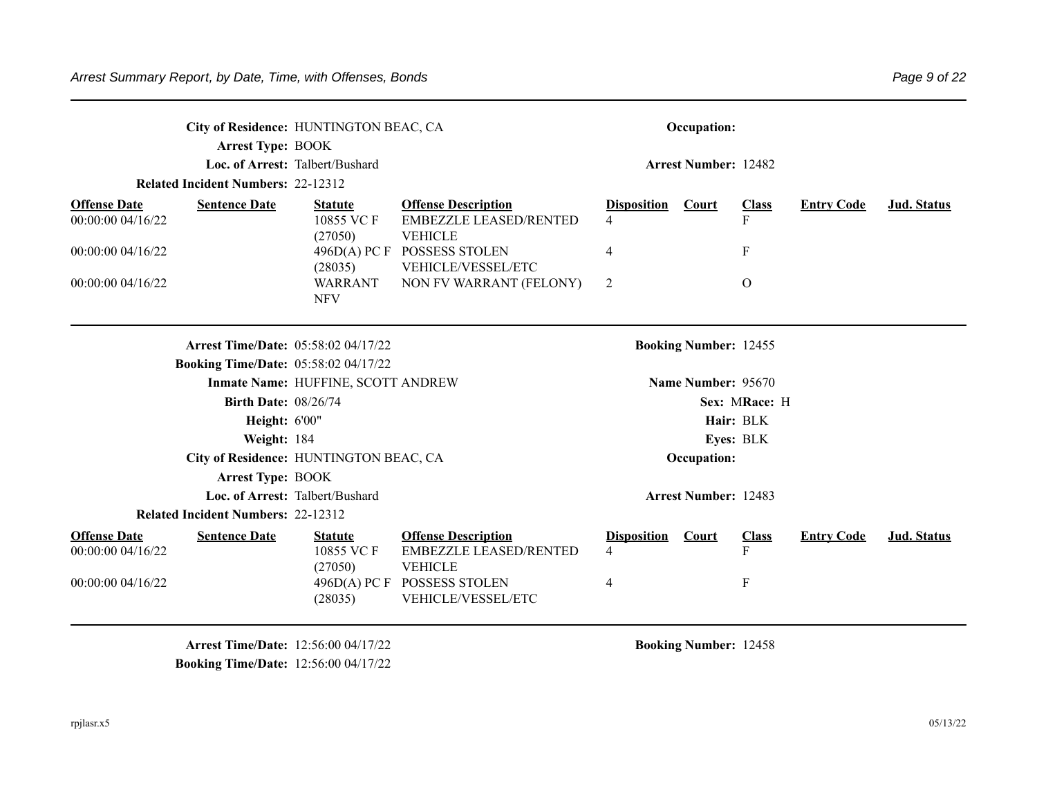**City of Residence:** HUNTINGTON BEAC, CA

**Occupation:**

**Arrest Type:** BOOK

**Loc. of Arrest:** Talbert/Bushard

**Arrest Number:** 12482

**Related Incident Numbers:** 22-12312

| Offense Date | Sentence Date | Statute | Offense Description | Disposition | Court | Class | Entry Code | Jud. Status |
|---|---|---|---|---|---|---|---|---|
| 00:00:00 04/16/22 | | 10855 VC F (27050) | EMBEZZLE LEASED/RENTED VEHICLE | 4 | | F | | |
| 00:00:00 04/16/22 | | 496D(A) PC F (28035) | POSSESS STOLEN VEHICLE/VESSEL/ETC | 4 | | F | | |
| 00:00:00 04/16/22 | | WARRANT NFV | NON FV WARRANT (FELONY) | 2 | | O | | |

---

**Arrest Time/Date:** 05:58:02 04/17/22

**Booking Number:** 12455

**Booking Time/Date:** 05:58:02 04/17/22

**Inmate Name:** HUFFINE, SCOTT ANDREW

**Name Number:** 95670

**Birth Date:** 08/26/74

**Sex:** M **Race:** H

**Height:** 6'00"

**Hair:** BLK

**Weight:** 184

**Eyes:** BLK

**City of Residence:** HUNTINGTON BEAC, CA

**Occupation:**

**Arrest Type:** BOOK

**Loc. of Arrest:** Talbert/Bushard

**Arrest Number:** 12483

**Related Incident Numbers:** 22-12312

| Offense Date | Sentence Date | Statute | Offense Description | Disposition | Court | Class | Entry Code | Jud. Status |
|---|---|---|---|---|---|---|---|---|
| 00:00:00 04/16/22 | | 10855 VC F (27050) | EMBEZZLE LEASED/RENTED VEHICLE | 4 | | F | | |
| 00:00:00 04/16/22 | | 496D(A) PC F (28035) | POSSESS STOLEN VEHICLE/VESSEL/ETC | 4 | | F | | |

---

**Arrest Time/Date:** 12:56:00 04/17/22

**Booking Number:** 12458

**Booking Time/Date:** 12:56:00 04/17/22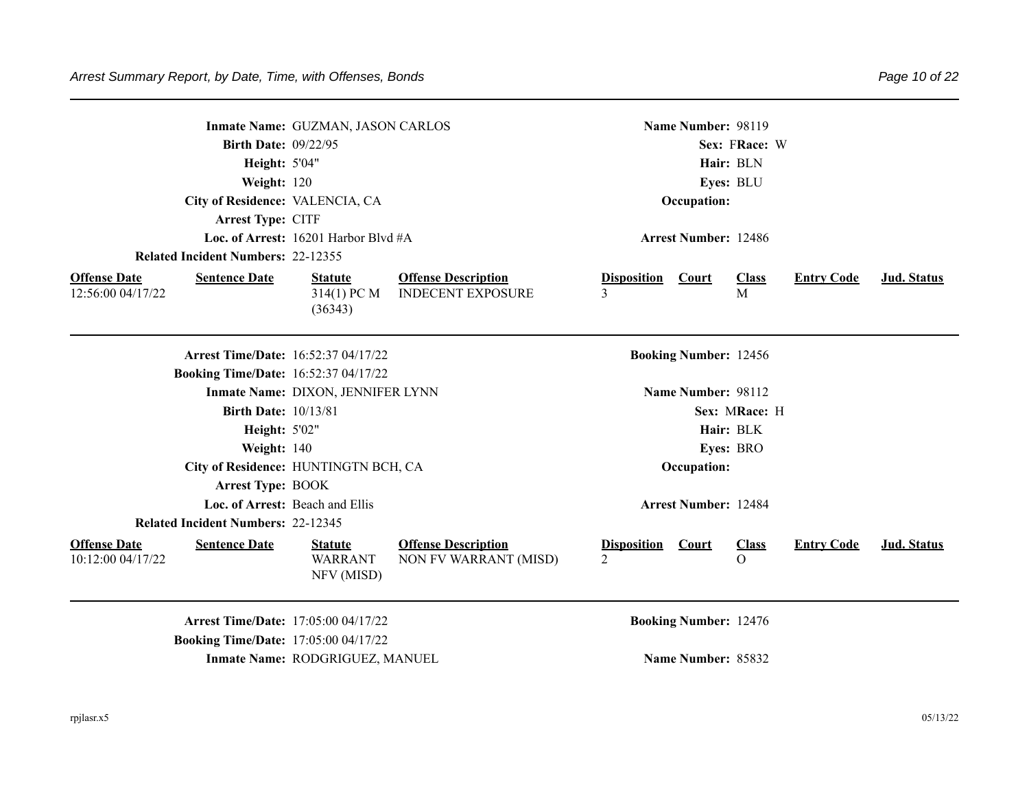**Inmate Name:** GUZMAN, JASON CARLOS  **Name Number:** 98119
**Birth Date:** 09/22/95  **Sex:** F **Race:** W
**Height:** 5'04"  **Hair:** BLN
**Weight:** 120  **Eyes:** BLU
**City of Residence:** VALENCIA, CA  **Occupation:**
**Arrest Type:** CITF
**Loc. of Arrest:** 16201 Harbor Blvd #A  **Arrest Number:** 12486
**Related Incident Numbers:** 22-12355

| Offense Date | Sentence Date | Statute | Offense Description | Disposition | Court | Class | Entry Code | Jud. Status |
|---|---|---|---|---|---|---|---|---|
| 12:56:00 04/17/22 | | 314(1) PC M (36343) | INDECENT EXPOSURE | 3 | | M | | |

---

**Arrest Time/Date:** 16:52:37 04/17/22  **Booking Number:** 12456
**Booking Time/Date:** 16:52:37 04/17/22
**Inmate Name:** DIXON, JENNIFER LYNN  **Name Number:** 98112
**Birth Date:** 10/13/81  **Sex:** M **Race:** H
**Height:** 5'02"  **Hair:** BLK
**Weight:** 140  **Eyes:** BRO
**City of Residence:** HUNTINGTN BCH, CA  **Occupation:**
**Arrest Type:** BOOK
**Loc. of Arrest:** Beach and Ellis  **Arrest Number:** 12484
**Related Incident Numbers:** 22-12345

| Offense Date | Sentence Date | Statute | Offense Description | Disposition | Court | Class | Entry Code | Jud. Status |
|---|---|---|---|---|---|---|---|---|
| 10:12:00 04/17/22 | | WARRANT NFV (MISD) | NON FV WARRANT (MISD) | 2 | | O | | |

---

**Arrest Time/Date:** 17:05:00 04/17/22  **Booking Number:** 12476
**Booking Time/Date:** 17:05:00 04/17/22
**Inmate Name:** RODGRIGUEZ, MANUEL  **Name Number:** 85832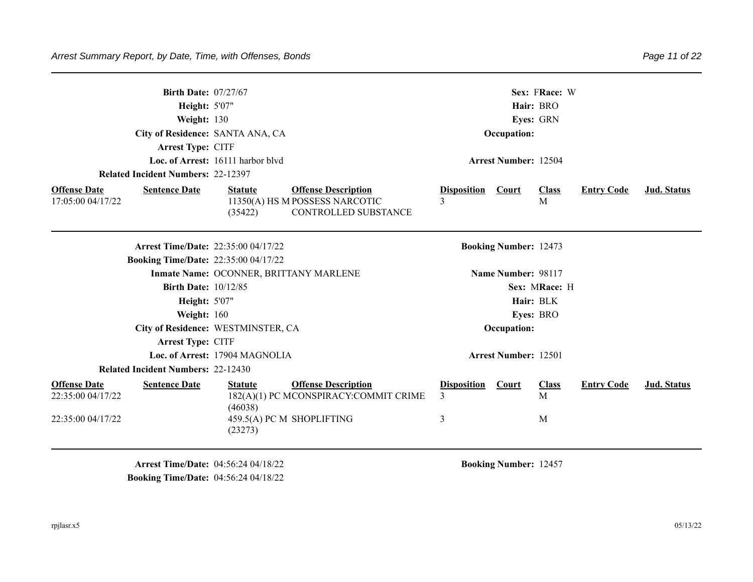**Birth Date:** 07/27/67 **Sex:** F **Race:** W

**Height:** 5'07" **Hair:** BRO

**Weight:** 130 **Eyes:** GRN

**City of Residence:** SANTA ANA, CA **Occupation:**

**Arrest Type:** CITF

**Loc. of Arrest:** 16111 harbor blvd **Arrest Number:** 12504

**Related Incident Numbers:** 22-12397

| Offense Date | Sentence Date | Statute | Offense Description | Disposition | Court | Class | Entry Code | Jud. Status |
|---|---|---|---|---|---|---|---|---|
| 17:05:00 04/17/22 | | 11350(A) HS M (35422) | POSSESS NARCOTIC CONTROLLED SUBSTANCE | 3 | | M | | |

---

**Arrest Time/Date:** 22:35:00 04/17/22 **Booking Number:** 12473

**Booking Time/Date:** 22:35:00 04/17/22

**Inmate Name:** OCONNER, BRITTANY MARLENE **Name Number:** 98117

**Birth Date:** 10/12/85 **Sex:** M **Race:** H

**Height:** 5'07" **Hair:** BLK

**Weight:** 160 **Eyes:** BRO

**City of Residence:** WESTMINSTER, CA **Occupation:**

**Arrest Type:** CITF

**Loc. of Arrest:** 17904 MAGNOLIA **Arrest Number:** 12501

**Related Incident Numbers:** 22-12430

| Offense Date | Sentence Date | Statute | Offense Description | Disposition | Court | Class | Entry Code | Jud. Status |
|---|---|---|---|---|---|---|---|---|
| 22:35:00 04/17/22 | | 182(A)(1) PC M (46038) | CONSPIRACY:COMMIT CRIME | 3 | | M | | |
| 22:35:00 04/17/22 | | 459.5(A) PC M (23273) | SHOPLIFTING | 3 | | M | | |

---

**Arrest Time/Date:** 04:56:24 04/18/22 **Booking Number:** 12457

**Booking Time/Date:** 04:56:24 04/18/22

rpjlasr.x5 05/13/22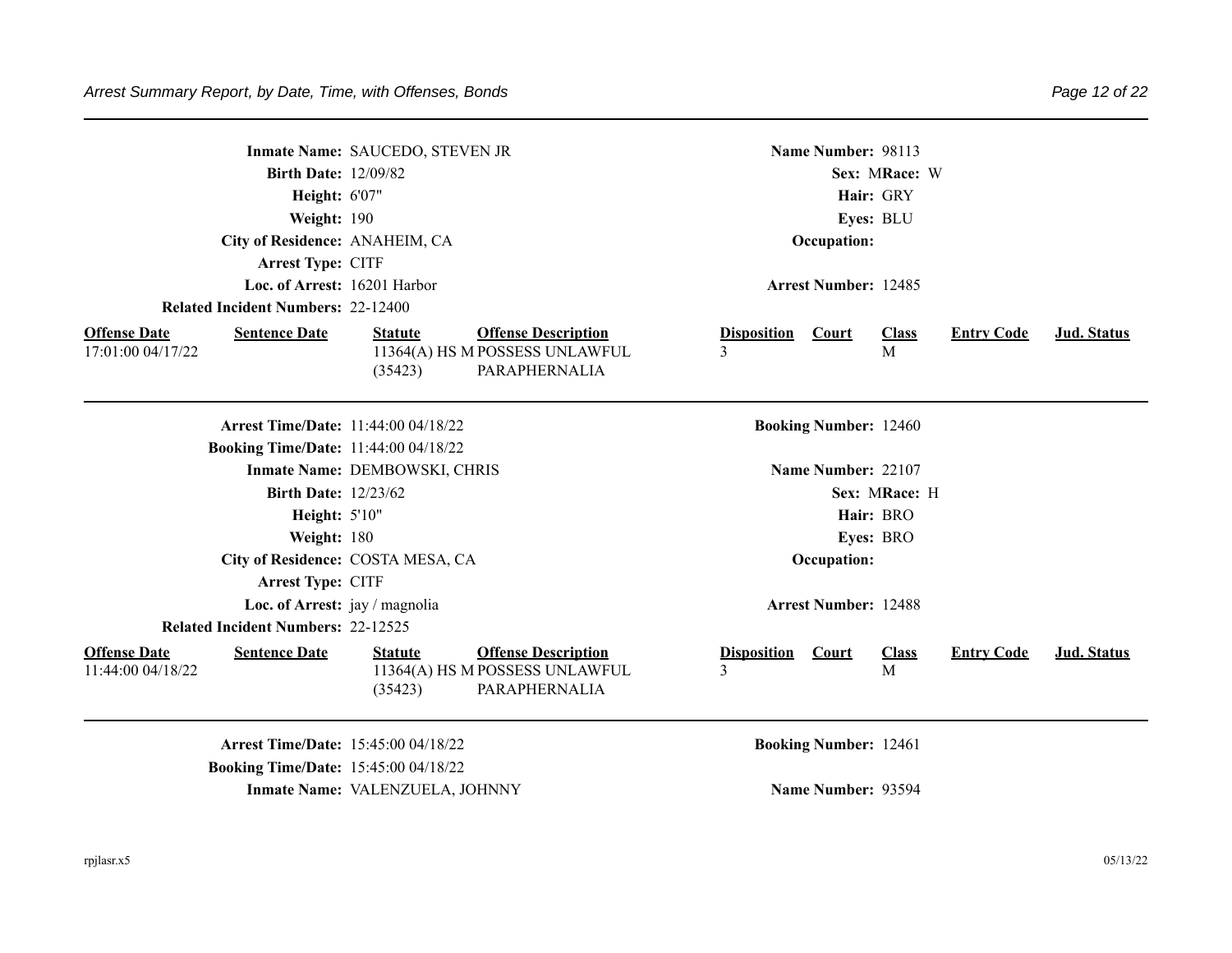**Inmate Name:** SAUCEDO, STEVEN JR | **Name Number:** 98113
**Birth Date:** 12/09/82 | **Sex:** M **Race:** W
**Height:** 6'07" | **Hair:** GRY
**Weight:** 190 | **Eyes:** BLU
**City of Residence:** ANAHEIM, CA | **Occupation:**
**Arrest Type:** CITF
**Loc. of Arrest:** 16201 Harbor | **Arrest Number:** 12485
**Related Incident Numbers:** 22-12400

| Offense Date | Sentence Date | Statute | Offense Description | Disposition | Court | Class | Entry Code | Jud. Status |
|---|---|---|---|---|---|---|---|---|
| 17:01:00 04/17/22 | | 11364(A) HS M (35423) | POSSESS UNLAWFUL PARAPHERNALIA | 3 | | M | | |

---

**Arrest Time/Date:** 11:44:00 04/18/22 | **Booking Number:** 12460
**Booking Time/Date:** 11:44:00 04/18/22
**Inmate Name:** DEMBOWSKI, CHRIS | **Name Number:** 22107
**Birth Date:** 12/23/62 | **Sex:** M **Race:** H
**Height:** 5'10" | **Hair:** BRO
**Weight:** 180 | **Eyes:** BRO
**City of Residence:** COSTA MESA, CA | **Occupation:**
**Arrest Type:** CITF
**Loc. of Arrest:** jay / magnolia | **Arrest Number:** 12488
**Related Incident Numbers:** 22-12525

| Offense Date | Sentence Date | Statute | Offense Description | Disposition | Court | Class | Entry Code | Jud. Status |
|---|---|---|---|---|---|---|---|---|
| 11:44:00 04/18/22 | | 11364(A) HS M (35423) | POSSESS UNLAWFUL PARAPHERNALIA | 3 | | M | | |

---

**Arrest Time/Date:** 15:45:00 04/18/22 | **Booking Number:** 12461
**Booking Time/Date:** 15:45:00 04/18/22
**Inmate Name:** VALENZUELA, JOHNNY | **Name Number:** 93594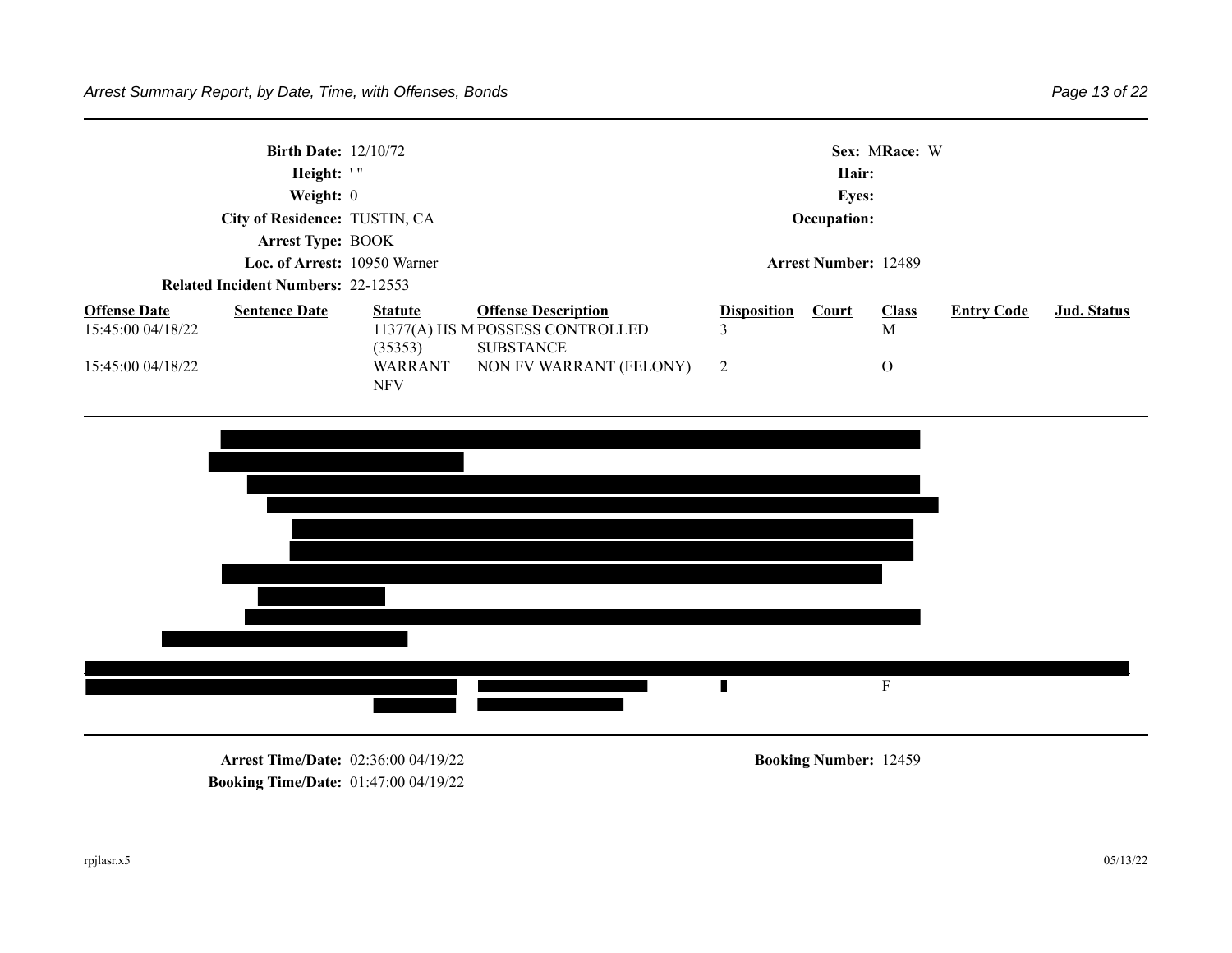**Birth Date:** 12/10/72 **Sex:** M **Race:** W
**Height:** ' "
**Hair:**
**Weight:** 0
**Eyes:**
**City of Residence:** TUSTIN, CA
**Occupation:**
**Arrest Type:** BOOK
**Loc. of Arrest:** 10950 Warner
**Arrest Number:** 12489
**Related Incident Numbers:** 22-12553

| Offense Date | Sentence Date | Statute | Offense Description | Disposition | Court | Class | Entry Code | Jud. Status |
|---|---|---|---|---|---|---|---|---|
| 15:45:00 04/18/22 | | 11377(A) HS M (35353) | POSSESS CONTROLLED SUBSTANCE | 3 | | M | | |
| 15:45:00 04/18/22 | | WARRANT NFV | NON FV WARRANT (FELONY) | 2 | | O | | |

| Offense Date | Sentence Date | Statute | Offense Description | Disposition | Court | Class | Entry Code | Jud. Status |
|---|---|---|---|---|---|---|---|---|
| | | | | | | F | | |

**Arrest Time/Date:** 02:36:00 04/19/22
**Booking Number:** 12459
**Booking Time/Date:** 01:47:00 04/19/22

rpjlasr.x5 05/13/22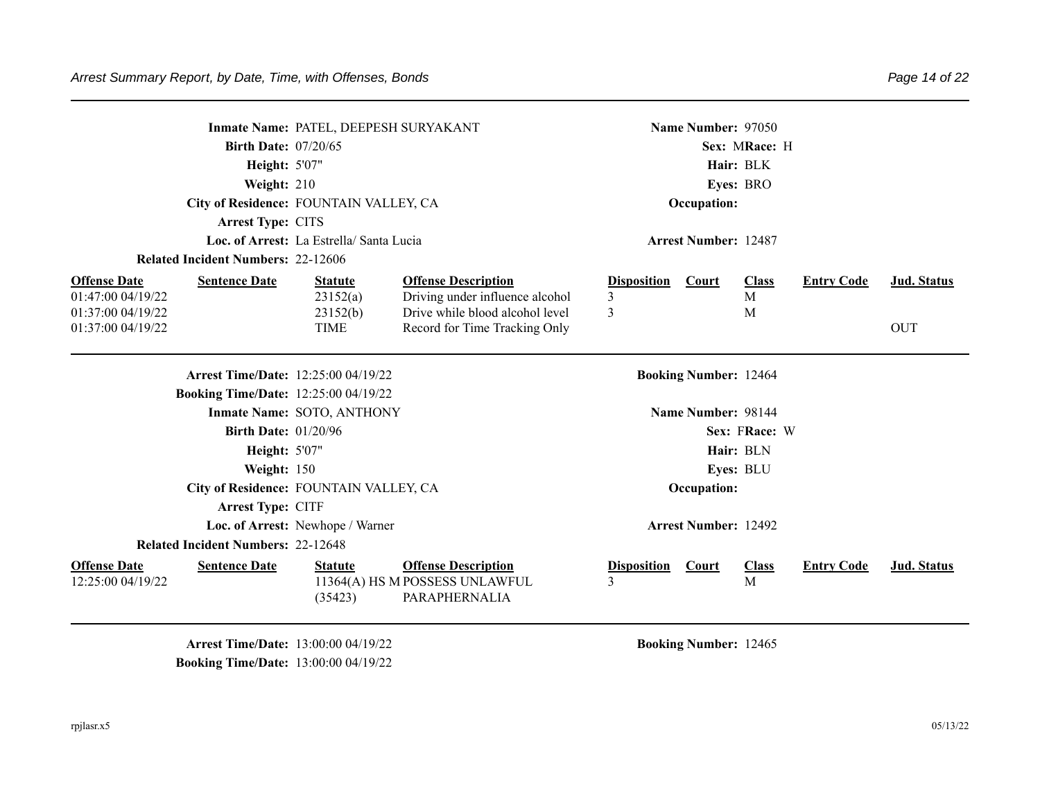**Inmate Name:** PATEL, DEEPESH SURYAKANT **Name Number:** 97050
**Birth Date:** 07/20/65 **Sex:** M **Race:** H
**Height:** 5'07" **Hair:** BLK
**Weight:** 210 **Eyes:** BRO
**City of Residence:** FOUNTAIN VALLEY, CA **Occupation:**
**Arrest Type:** CITS
**Loc. of Arrest:** La Estrella/ Santa Lucia **Arrest Number:** 12487
**Related Incident Numbers:** 22-12606

| Offense Date | Sentence Date | Statute | Offense Description | Disposition | Court | Class | Entry Code | Jud. Status |
|---|---|---|---|---|---|---|---|---|
| 01:47:00 04/19/22 | | 23152(a) | Driving under influence alcohol | 3 | | M | | |
| 01:37:00 04/19/22 | | 23152(b) | Drive while blood alcohol level | 3 | | M | | |
| 01:37:00 04/19/22 | | TIME | Record for Time Tracking Only | | | | | OUT |

---

**Arrest Time/Date:** 12:25:00 04/19/22 **Booking Number:** 12464
**Booking Time/Date:** 12:25:00 04/19/22
**Inmate Name:** SOTO, ANTHONY **Name Number:** 98144
**Birth Date:** 01/20/96 **Sex:** F **Race:** W
**Height:** 5'07" **Hair:** BLN
**Weight:** 150 **Eyes:** BLU
**City of Residence:** FOUNTAIN VALLEY, CA **Occupation:**
**Arrest Type:** CITF
**Loc. of Arrest:** Newhope / Warner **Arrest Number:** 12492
**Related Incident Numbers:** 22-12648

| Offense Date | Sentence Date | Statute | Offense Description | Disposition | Court | Class | Entry Code | Jud. Status |
|---|---|---|---|---|---|---|---|---|
| 12:25:00 04/19/22 | | 11364(A) HS M (35423) | POSSESS UNLAWFUL PARAPHERNALIA | 3 | | M | | |

---

**Arrest Time/Date:** 13:00:00 04/19/22 **Booking Number:** 12465
**Booking Time/Date:** 13:00:00 04/19/22

rpjlasr.x5 05/13/22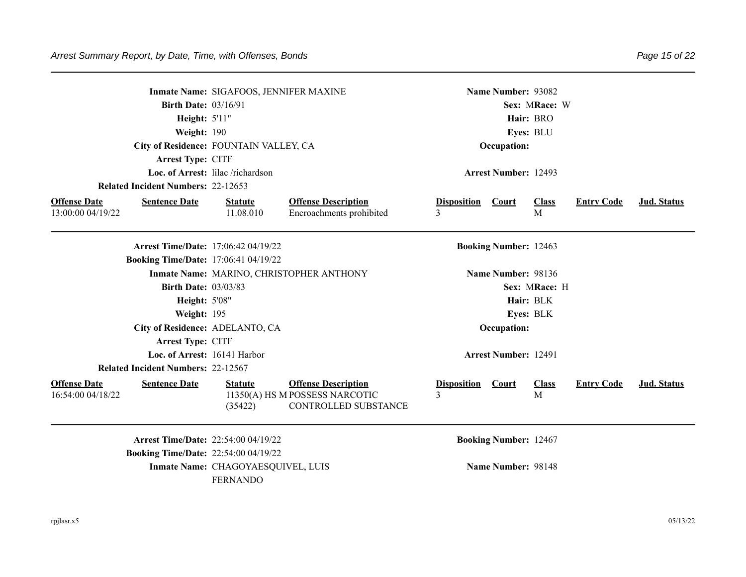**Inmate Name:** SIGAFOOS, JENNIFER MAXINE — **Name Number:** 93082
**Birth Date:** 03/16/91 — **Sex:** M **Race:** W
**Height:** 5'11" — **Hair:** BRO
**Weight:** 190 — **Eyes:** BLU
**City of Residence:** FOUNTAIN VALLEY, CA — **Occupation:**
**Arrest Type:** CITF
**Loc. of Arrest:** lilac /richardson — **Arrest Number:** 12493
**Related Incident Numbers:** 22-12653

| Offense Date | Sentence Date | Statute | Offense Description | Disposition | Court | Class | Entry Code | Jud. Status |
|---|---|---|---|---|---|---|---|---|
| 13:00:00 04/19/22 | | 11.08.010 | Encroachments prohibited | 3 | | M | | |

---

**Arrest Time/Date:** 17:06:42 04/19/22 — **Booking Number:** 12463
**Booking Time/Date:** 17:06:41 04/19/22
**Inmate Name:** MARINO, CHRISTOPHER ANTHONY — **Name Number:** 98136
**Birth Date:** 03/03/83 — **Sex:** M **Race:** H
**Height:** 5'08" — **Hair:** BLK
**Weight:** 195 — **Eyes:** BLK
**City of Residence:** ADELANTO, CA — **Occupation:**
**Arrest Type:** CITF
**Loc. of Arrest:** 16141 Harbor — **Arrest Number:** 12491
**Related Incident Numbers:** 22-12567

| Offense Date | Sentence Date | Statute | Offense Description | Disposition | Court | Class | Entry Code | Jud. Status |
|---|---|---|---|---|---|---|---|---|
| 16:54:00 04/18/22 | | 11350(A) HS M (35422) | POSSESS NARCOTIC CONTROLLED SUBSTANCE | 3 | | M | | |

---

**Arrest Time/Date:** 22:54:00 04/19/22 — **Booking Number:** 12467
**Booking Time/Date:** 22:54:00 04/19/22
**Inmate Name:** CHAGOYAESQUIVEL, LUIS FERNANDO — **Name Number:** 98148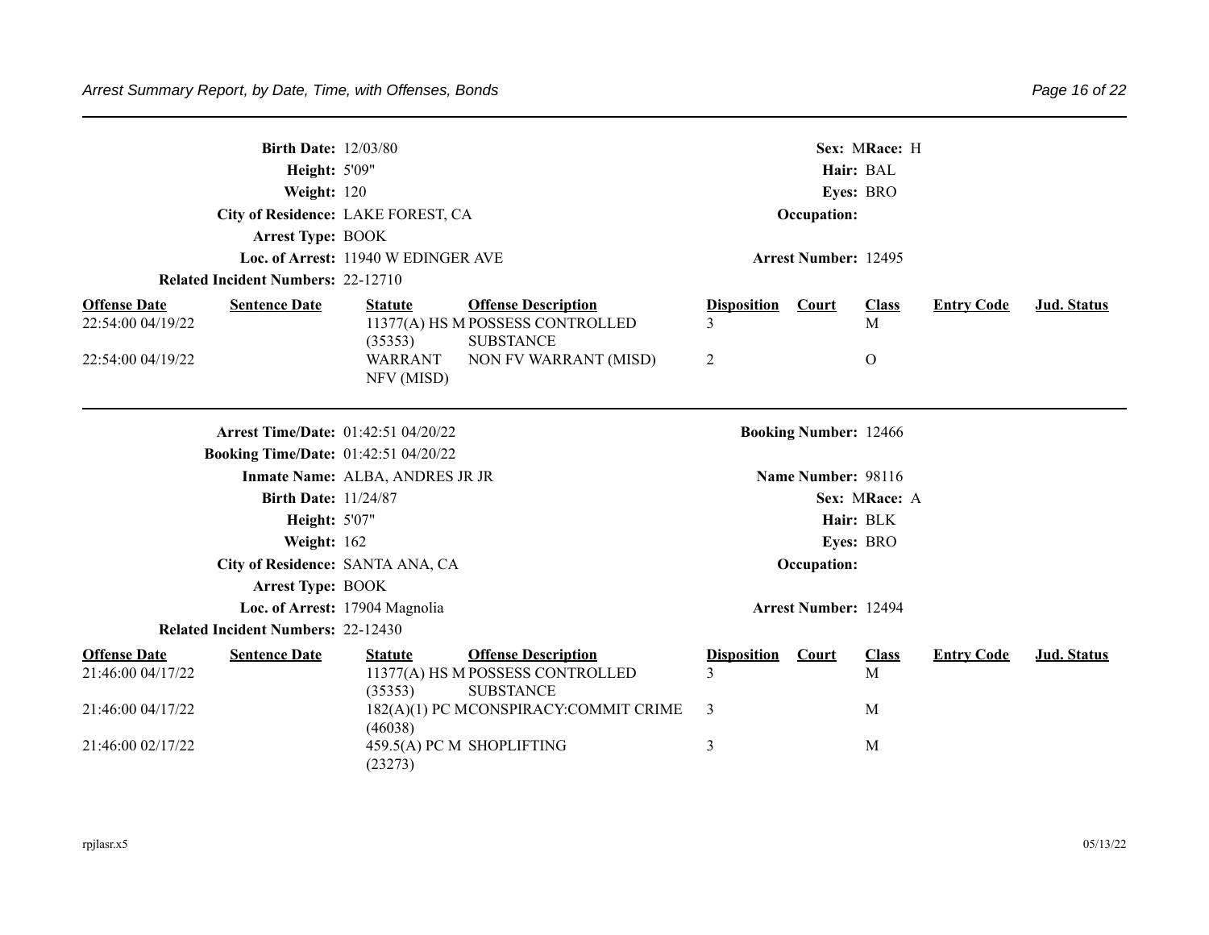**Birth Date:** 12/03/80 **Sex:** M **Race:** H

**Height:** 5'09" **Hair:** BAL

**Weight:** 120 **Eyes:** BRO

**City of Residence:** LAKE FOREST, CA **Occupation:**

**Arrest Type:** BOOK

**Loc. of Arrest:** 11940 W EDINGER AVE **Arrest Number:** 12495

**Related Incident Numbers:** 22-12710

| Offense Date | Sentence Date | Statute | Offense Description | Disposition | Court | Class | Entry Code | Jud. Status |
|---|---|---|---|---|---|---|---|---|
| 22:54:00 04/19/22 | | 11377(A) HS M (35353) | POSSESS CONTROLLED SUBSTANCE | 3 | | M | | |
| 22:54:00 04/19/22 | | WARRANT NFV (MISD) | NON FV WARRANT (MISD) | 2 | | O | | |

---

**Arrest Time/Date:** 01:42:51 04/20/22 **Booking Number:** 12466

**Booking Time/Date:** 01:42:51 04/20/22

**Inmate Name:** ALBA, ANDRES JR JR **Name Number:** 98116

**Birth Date:** 11/24/87 **Sex:** M **Race:** A

**Height:** 5'07" **Hair:** BLK

**Weight:** 162 **Eyes:** BRO

**City of Residence:** SANTA ANA, CA **Occupation:**

**Arrest Type:** BOOK

**Loc. of Arrest:** 17904 Magnolia **Arrest Number:** 12494

**Related Incident Numbers:** 22-12430

| Offense Date | Sentence Date | Statute | Offense Description | Disposition | Court | Class | Entry Code | Jud. Status |
|---|---|---|---|---|---|---|---|---|
| 21:46:00 04/17/22 | | 11377(A) HS M (35353) | POSSESS CONTROLLED SUBSTANCE | 3 | | M | | |
| 21:46:00 04/17/22 | | 182(A)(1) PC M (46038) | CONSPIRACY:COMMIT CRIME | 3 | | M | | |
| 21:46:00 02/17/22 | | 459.5(A) PC M (23273) | SHOPLIFTING | 3 | | M | | |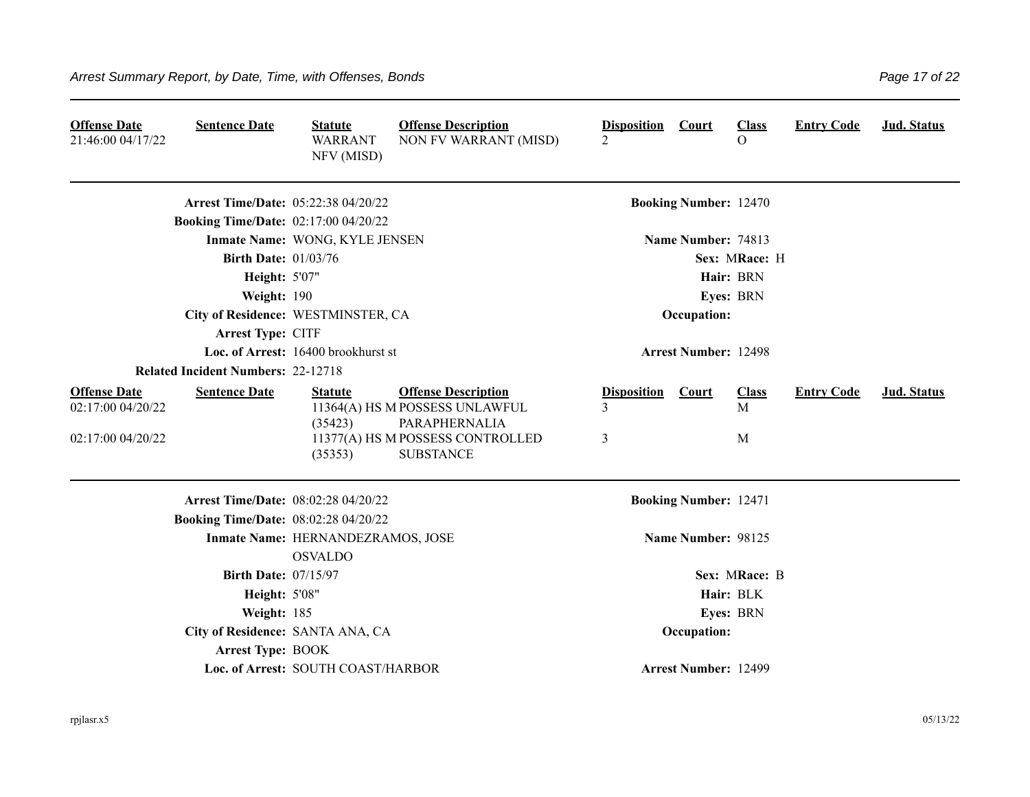| Offense Date | Sentence Date | Statute | Offense Description | Disposition | Court | Class | Entry Code | Jud. Status |
|---|---|---|---|---|---|---|---|---|
| 21:46:00 04/17/22 | | WARRANT NFV (MISD) | NON FV WARRANT (MISD) | 2 | | O | | |

---

**Arrest Time/Date:** 05:22:38 04/20/22 **Booking Number:** 12470

**Booking Time/Date:** 02:17:00 04/20/22

**Inmate Name:** WONG, KYLE JENSEN **Name Number:** 74813

**Birth Date:** 01/03/76 **Sex:** M **Race:** H

**Height:** 5'07" **Hair:** BRN

**Weight:** 190 **Eyes:** BRN

**City of Residence:** WESTMINSTER, CA **Occupation:**

**Arrest Type:** CITF

**Loc. of Arrest:** 16400 brookhurst st **Arrest Number:** 12498

**Related Incident Numbers:** 22-12718

| Offense Date | Sentence Date | Statute | Offense Description | Disposition | Court | Class | Entry Code | Jud. Status |
|---|---|---|---|---|---|---|---|---|
| 02:17:00 04/20/22 | | 11364(A) HS M (35423) | POSSESS UNLAWFUL PARAPHERNALIA | 3 | | M | | |
| 02:17:00 04/20/22 | | 11377(A) HS M (35353) | POSSESS CONTROLLED SUBSTANCE | 3 | | M | | |

---

**Arrest Time/Date:** 08:02:28 04/20/22 **Booking Number:** 12471

**Booking Time/Date:** 08:02:28 04/20/22

**Inmate Name:** HERNANDEZRAMOS, JOSE OSVALDO **Name Number:** 98125

**Birth Date:** 07/15/97 **Sex:** M **Race:** B

**Height:** 5'08" **Hair:** BLK

**Weight:** 185 **Eyes:** BRN

**City of Residence:** SANTA ANA, CA **Occupation:**

**Arrest Type:** BOOK

**Loc. of Arrest:** SOUTH COAST/HARBOR **Arrest Number:** 12499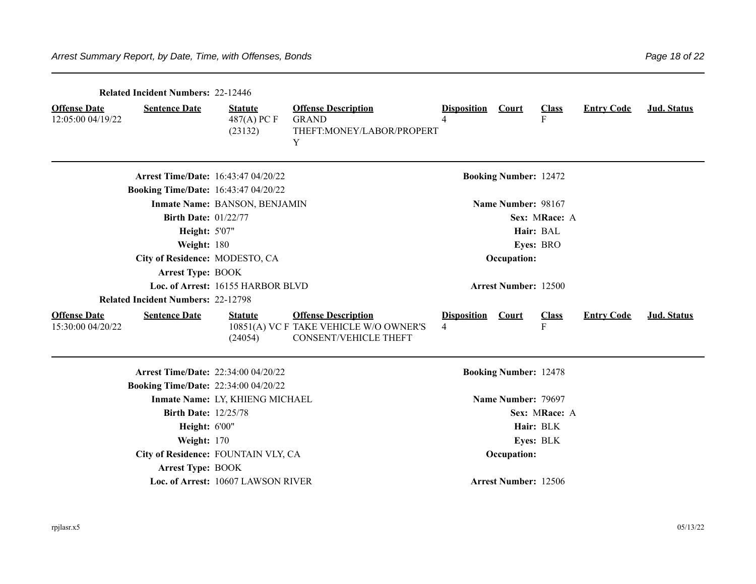**Related Incident Numbers:** 22-12446

| Offense Date | Sentence Date | Statute | Offense Description | Disposition | Court | Class | Entry Code | Jud. Status |
|---|---|---|---|---|---|---|---|---|
| 12:05:00 04/19/22 | | 487(A) PC F (23132) | GRAND THEFT:MONEY/LABOR/PROPERTY | 4 | | F | | |

---

**Arrest Time/Date:** 16:43:47 04/20/22 | **Booking Number:** 12472
**Booking Time/Date:** 16:43:47 04/20/22
**Inmate Name:** BANSON, BENJAMIN | **Name Number:** 98167
**Birth Date:** 01/22/77 | **Sex:** M **Race:** A
**Height:** 5'07" | **Hair:** BAL
**Weight:** 180 | **Eyes:** BRO
**City of Residence:** MODESTO, CA | **Occupation:**
**Arrest Type:** BOOK
**Loc. of Arrest:** 16155 HARBOR BLVD | **Arrest Number:** 12500
**Related Incident Numbers:** 22-12798

| Offense Date | Sentence Date | Statute | Offense Description | Disposition | Court | Class | Entry Code | Jud. Status |
|---|---|---|---|---|---|---|---|---|
| 15:30:00 04/20/22 | | 10851(A) VC F (24054) | TAKE VEHICLE W/O OWNER'S CONSENT/VEHICLE THEFT | 4 | | F | | |

---

**Arrest Time/Date:** 22:34:00 04/20/22 | **Booking Number:** 12478
**Booking Time/Date:** 22:34:00 04/20/22
**Inmate Name:** LY, KHIENG MICHAEL | **Name Number:** 79697
**Birth Date:** 12/25/78 | **Sex:** M **Race:** A
**Height:** 6'00" | **Hair:** BLK
**Weight:** 170 | **Eyes:** BLK
**City of Residence:** FOUNTAIN VLY, CA | **Occupation:**
**Arrest Type:** BOOK
**Loc. of Arrest:** 10607 LAWSON RIVER | **Arrest Number:** 12506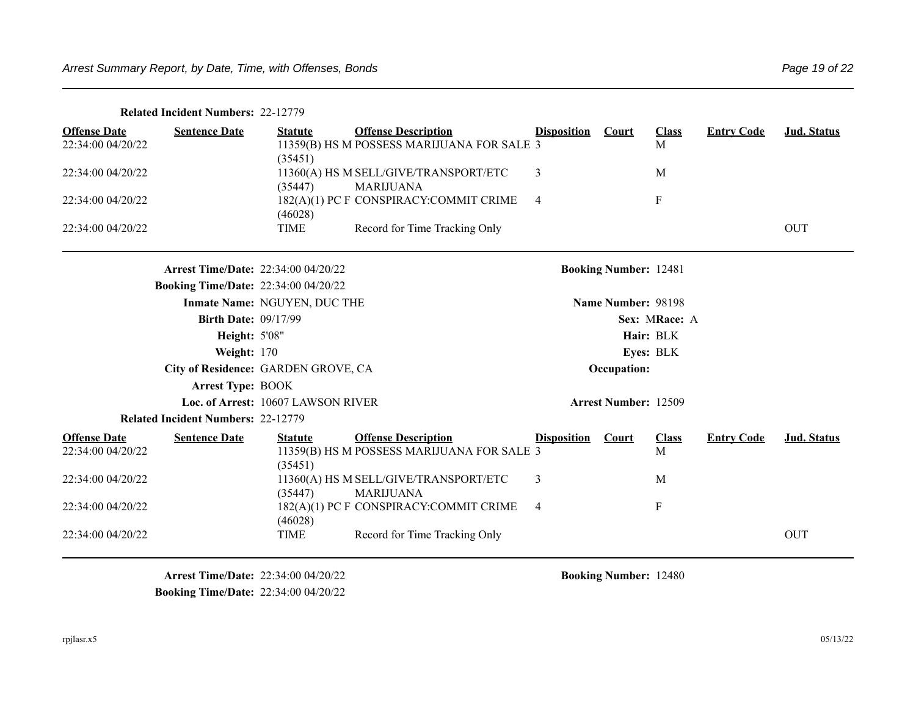**Related Incident Numbers:** 22-12779

| Offense Date | Sentence Date | Statute | Offense Description | Disposition | Court | Class | Entry Code | Jud. Status |
|---|---|---|---|---|---|---|---|---|
| 22:34:00 04/20/22 | | 11359(B) HS M (35451) | POSSESS MARIJUANA FOR SALE | 3 | | M | | |
| 22:34:00 04/20/22 | | 11360(A) HS M (35447) | SELL/GIVE/TRANSPORT/ETC MARIJUANA | 3 | | M | | |
| 22:34:00 04/20/22 | | 182(A)(1) PC F (46028) | CONSPIRACY:COMMIT CRIME | 4 | | F | | |
| 22:34:00 04/20/22 | | TIME | Record for Time Tracking Only | | | | | OUT |

**Arrest Time/Date:** 22:34:00 04/20/22
**Booking Number:** 12481
**Booking Time/Date:** 22:34:00 04/20/22
**Inmate Name:** NGUYEN, DUC THE
**Name Number:** 98198
**Birth Date:** 09/17/99
**Sex:** M **Race:** A
**Height:** 5'08"
**Hair:** BLK
**Weight:** 170
**Eyes:** BLK
**City of Residence:** GARDEN GROVE, CA
**Occupation:**
**Arrest Type:** BOOK
**Loc. of Arrest:** 10607 LAWSON RIVER
**Arrest Number:** 12509
**Related Incident Numbers:** 22-12779

| Offense Date | Sentence Date | Statute | Offense Description | Disposition | Court | Class | Entry Code | Jud. Status |
|---|---|---|---|---|---|---|---|---|
| 22:34:00 04/20/22 | | 11359(B) HS M (35451) | POSSESS MARIJUANA FOR SALE | 3 | | M | | |
| 22:34:00 04/20/22 | | 11360(A) HS M (35447) | SELL/GIVE/TRANSPORT/ETC MARIJUANA | 3 | | M | | |
| 22:34:00 04/20/22 | | 182(A)(1) PC F (46028) | CONSPIRACY:COMMIT CRIME | 4 | | F | | |
| 22:34:00 04/20/22 | | TIME | Record for Time Tracking Only | | | | | OUT |

**Arrest Time/Date:** 22:34:00 04/20/22
**Booking Number:** 12480
**Booking Time/Date:** 22:34:00 04/20/22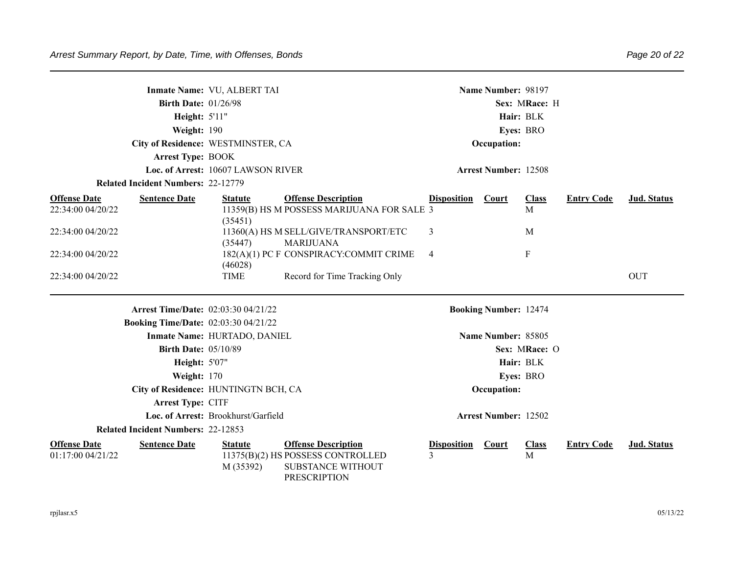**Inmate Name:** VU, ALBERT TAI | **Name Number:** 98197
**Birth Date:** 01/26/98 | **Sex:** M **Race:** H
**Height:** 5'11" | **Hair:** BLK
**Weight:** 190 | **Eyes:** BRO
**City of Residence:** WESTMINSTER, CA | **Occupation:**
**Arrest Type:** BOOK
**Loc. of Arrest:** 10607 LAWSON RIVER | **Arrest Number:** 12508
**Related Incident Numbers:** 22-12779

| Offense Date | Sentence Date | Statute | Offense Description | Disposition | Court | Class | Entry Code | Jud. Status |
|---|---|---|---|---|---|---|---|---|
| 22:34:00 04/20/22 | | 11359(B) HS M (35451) | POSSESS MARIJUANA FOR SALE | 3 | | M | | |
| 22:34:00 04/20/22 | | 11360(A) HS M (35447) | SELL/GIVE/TRANSPORT/ETC MARIJUANA | 3 | | M | | |
| 22:34:00 04/20/22 | | 182(A)(1) PC F (46028) | CONSPIRACY:COMMIT CRIME | 4 | | F | | |
| 22:34:00 04/20/22 | | TIME | Record for Time Tracking Only | | | | | OUT |

---

**Arrest Time/Date:** 02:03:30 04/21/22 | **Booking Number:** 12474
**Booking Time/Date:** 02:03:30 04/21/22
**Inmate Name:** HURTADO, DANIEL | **Name Number:** 85805
**Birth Date:** 05/10/89 | **Sex:** M **Race:** O
**Height:** 5'07" | **Hair:** BLK
**Weight:** 170 | **Eyes:** BRO
**City of Residence:** HUNTINGTN BCH, CA | **Occupation:**
**Arrest Type:** CITF
**Loc. of Arrest:** Brookhurst/Garfield | **Arrest Number:** 12502
**Related Incident Numbers:** 22-12853

| Offense Date | Sentence Date | Statute | Offense Description | Disposition | Court | Class | Entry Code | Jud. Status |
|---|---|---|---|---|---|---|---|---|
| 01:17:00 04/21/22 | | 11375(B)(2) HS M (35392) | POSSESS CONTROLLED SUBSTANCE WITHOUT PRESCRIPTION | 3 | | M | | |

rpjlasr.x5 05/13/22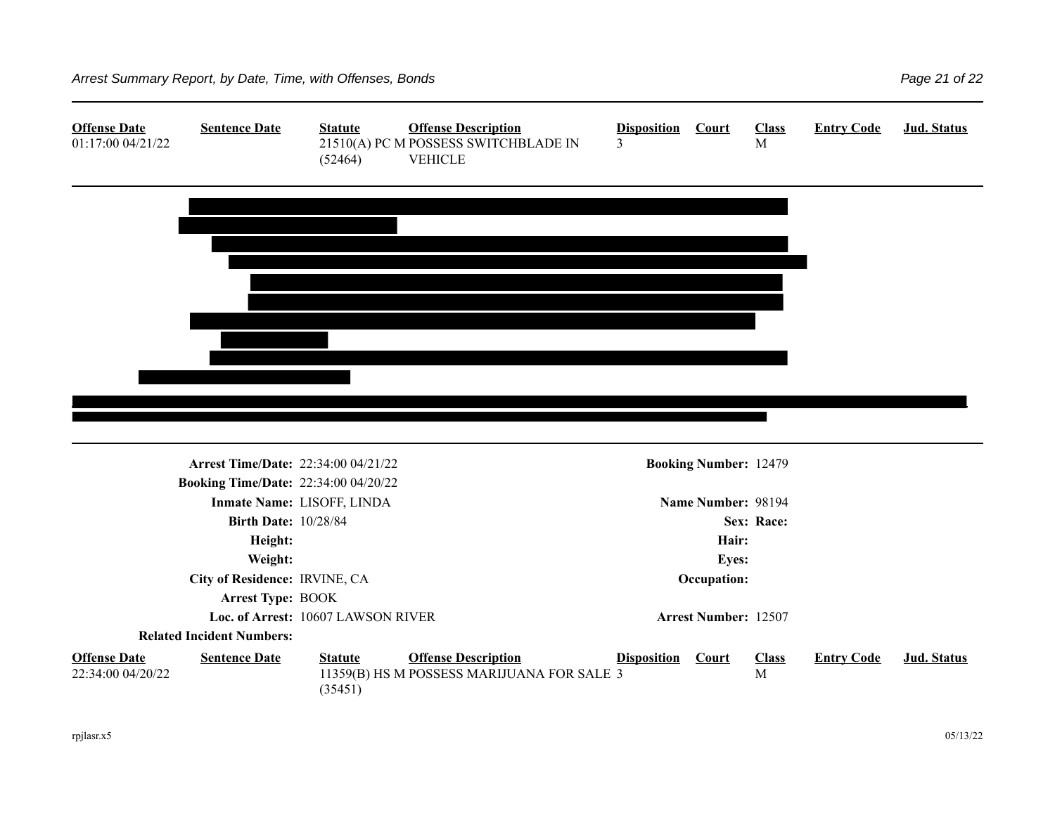| Offense Date | Sentence Date | Statute | Offense Description | Disposition | Court | Class | Entry Code | Jud. Status |
|---|---|---|---|---|---|---|---|---|
| 01:17:00 04/21/22 | | 21510(A) PC M (52464) | POSSESS SWITCHBLADE IN VEHICLE | 3 | | M | | |

---

**Arrest Time/Date:** 22:34:00 04/21/22 **Booking Number:** 12479

**Booking Time/Date:** 22:34:00 04/20/22

**Inmate Name:** LISOFF, LINDA **Name Number:** 98194

**Birth Date:** 10/28/84 **Sex:** **Race:**

**Height:** **Hair:**

**Weight:** **Eyes:**

**City of Residence:** IRVINE, CA **Occupation:**

**Arrest Type:** BOOK

**Loc. of Arrest:** 10607 LAWSON RIVER **Arrest Number:** 12507

**Related Incident Numbers:**

| Offense Date | Sentence Date | Statute | Offense Description | Disposition | Court | Class | Entry Code | Jud. Status |
|---|---|---|---|---|---|---|---|---|
| 22:34:00 04/20/22 | | 11359(B) HS M (35451) | POSSESS MARIJUANA FOR SALE | 3 | | M | | |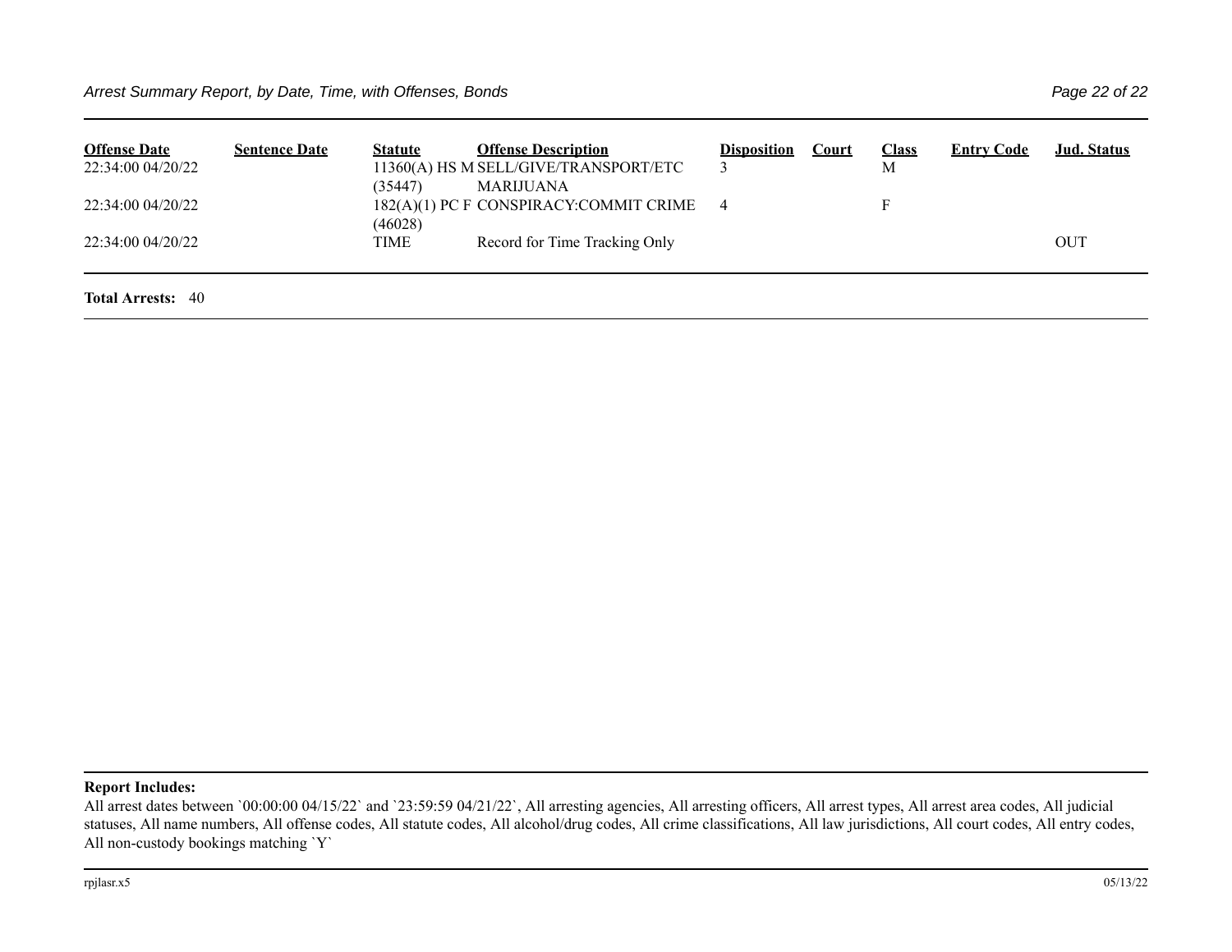| Offense Date | Sentence Date | Statute | Offense Description | Disposition | Court | Class | Entry Code | Jud. Status |
|---|---|---|---|---|---|---|---|---|
| 22:34:00 04/20/22 | | 11360(A) HS M (35447) | SELL/GIVE/TRANSPORT/ETC MARIJUANA | 3 | | M | | |
| 22:34:00 04/20/22 | | 182(A)(1) PC F (46028) | CONSPIRACY:COMMIT CRIME | 4 | | F | | |
| 22:34:00 04/20/22 | | TIME | Record for Time Tracking Only | | | | | OUT |

**Total Arrests:** 40

**Report Includes:**

All arrest dates between `00:00:00 04/15/22` and `23:59:59 04/21/22`, All arresting agencies, All arresting officers, All arrest types, All arrest area codes, All judicial statuses, All name numbers, All offense codes, All statute codes, All alcohol/drug codes, All crime classifications, All law jurisdictions, All court codes, All entry codes, All non-custody bookings matching `Y`

rpjlasr.x5 05/13/22